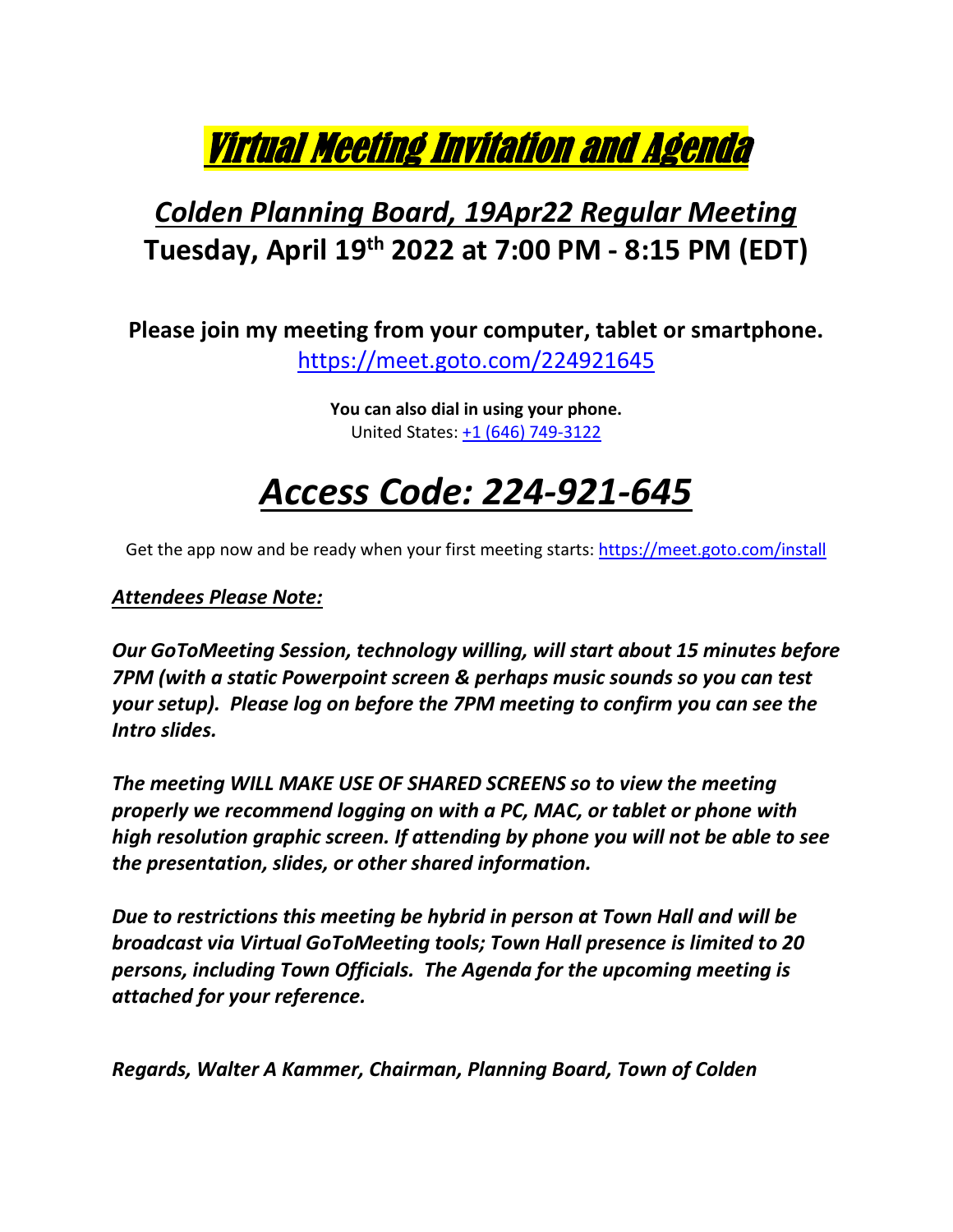# *Virtual Meeting Invitation and Agenda*

## *Colden Planning Board, 19Apr22 Regular Meeting*

## Tuesday, April 19th 2022 at 7:00 PM - 8:15 PM (EDT)

**Please join my meeting from your computer, tablet or smartphone.**

https://meet.goto.com/224921645

**You can also dial in using your phone.**

United States: +1 (646) 749-3122

# *Access Code: 224-921-645*

Get the app now and be ready when your first meeting starts: https://meet.goto.com/install

***Attendees Please Note:***

***Our GoToMeeting Session, technology willing, will start about 15 minutes before 7PM (with a static Powerpoint screen & perhaps music sounds so you can test your setup). Please log on before the 7PM meeting to confirm you can see the Intro slides.***

***The meeting WILL MAKE USE OF SHARED SCREENS so to view the meeting properly we recommend logging on with a PC, MAC, or tablet or phone with high resolution graphic screen. If attending by phone you will not be able to see the presentation, slides, or other shared information.***

***Due to restrictions this meeting be hybrid in person at Town Hall and will be broadcast via Virtual GoToMeeting tools; Town Hall presence is limited to 20 persons, including Town Officials. The Agenda for the upcoming meeting is attached for your reference.***

***Regards, Walter A Kammer, Chairman, Planning Board, Town of Colden***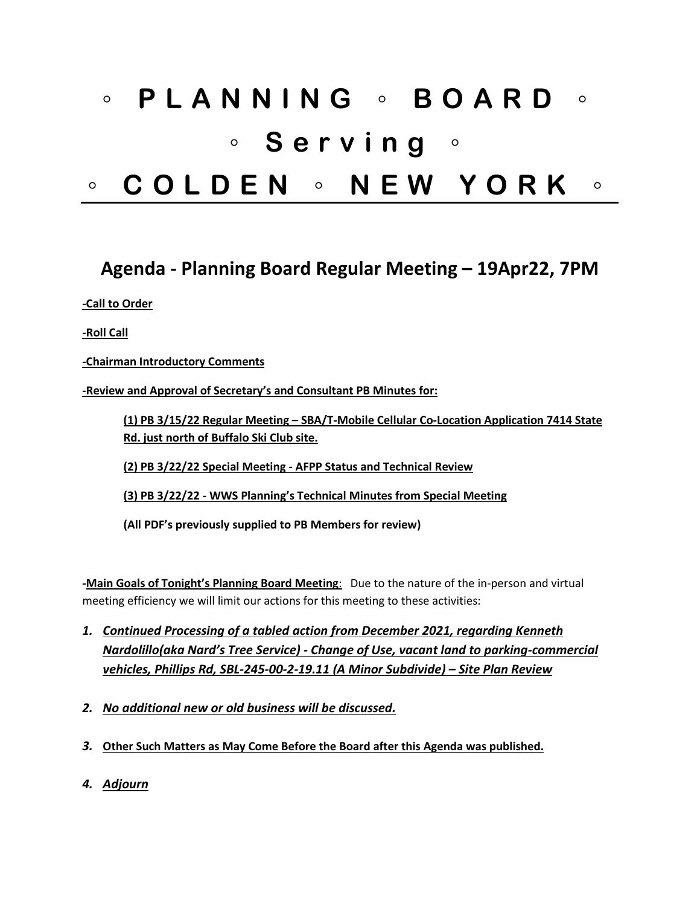# ◦ P L A N N I N G ◦ B O A R D ◦

# ◦ S e r v i n g ◦

# ◦ C O L D E N ◦ N E W Y O R K ◦

## Agenda - Planning Board Regular Meeting – 19Apr22, 7PM

**-Call to Order**

**-Roll Call**

**-Chairman Introductory Comments**

**-Review and Approval of Secretary's and Consultant PB Minutes for:**

> **(1) PB 3/15/22 Regular Meeting – SBA/T-Mobile Cellular Co-Location Application 7414 State Rd. just north of Buffalo Ski Club site.**
>
> **(2) PB 3/22/22 Special Meeting - AFPP Status and Technical Review**
>
> **(3) PB 3/22/22 - WWS Planning's Technical Minutes from Special Meeting**
>
> **(All PDF's previously supplied to PB Members for review)**

**-Main Goals of Tonight's Planning Board Meeting**: Due to the nature of the in-person and virtual meeting efficiency we will limit our actions for this meeting to these activities:

1. ***Continued Processing of a tabled action from December 2021, regarding Kenneth Nardolillo(aka Nard's Tree Service) - Change of Use, vacant land to parking-commercial vehicles, Phillips Rd, SBL-245-00-2-19.11 (A Minor Subdivide) – Site Plan Review***
2. ***No additional new or old business will be discussed.***
3. **Other Such Matters as May Come Before the Board after this Agenda was published.**
4. ***Adjourn***